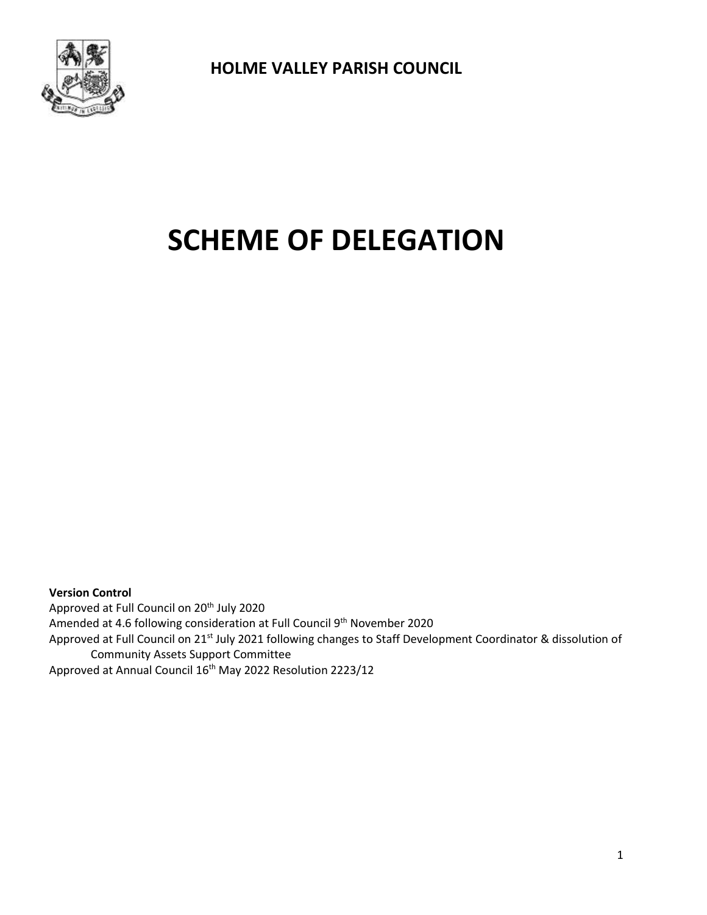**HOLME VALLEY PARISH COUNCIL**

# SCHEME OF DELEGATION

**Version Control**

Approved at Full Council on 20th July 2020

Amended at 4.6 following consideration at Full Council 9th November 2020

Approved at Full Council on 21st July 2021 following changes to Staff Development Coordinator & dissolution of Community Assets Support Committee

Approved at Annual Council 16th May 2022 Resolution 2223/12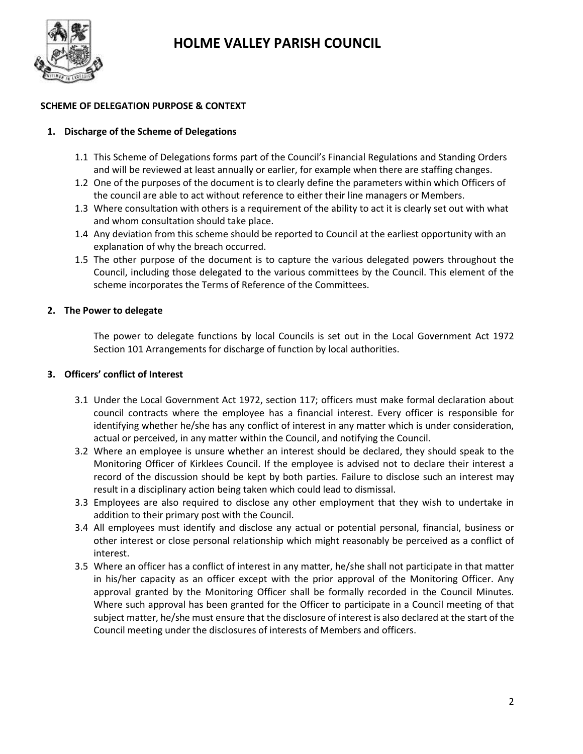# HOLME VALLEY PARISH COUNCIL

**SCHEME OF DELEGATION PURPOSE & CONTEXT**

## 1. Discharge of the Scheme of Delegations

1.1 This Scheme of Delegations forms part of the Council's Financial Regulations and Standing Orders and will be reviewed at least annually or earlier, for example when there are staffing changes.

1.2 One of the purposes of the document is to clearly define the parameters within which Officers of the council are able to act without reference to either their line managers or Members.

1.3 Where consultation with others is a requirement of the ability to act it is clearly set out with what and whom consultation should take place.

1.4 Any deviation from this scheme should be reported to Council at the earliest opportunity with an explanation of why the breach occurred.

1.5 The other purpose of the document is to capture the various delegated powers throughout the Council, including those delegated to the various committees by the Council. This element of the scheme incorporates the Terms of Reference of the Committees.

## 2. The Power to delegate

The power to delegate functions by local Councils is set out in the Local Government Act 1972 Section 101 Arrangements for discharge of function by local authorities.

## 3. Officers' conflict of Interest

3.1 Under the Local Government Act 1972, section 117; officers must make formal declaration about council contracts where the employee has a financial interest. Every officer is responsible for identifying whether he/she has any conflict of interest in any matter which is under consideration, actual or perceived, in any matter within the Council, and notifying the Council.

3.2 Where an employee is unsure whether an interest should be declared, they should speak to the Monitoring Officer of Kirklees Council. If the employee is advised not to declare their interest a record of the discussion should be kept by both parties. Failure to disclose such an interest may result in a disciplinary action being taken which could lead to dismissal.

3.3 Employees are also required to disclose any other employment that they wish to undertake in addition to their primary post with the Council.

3.4 All employees must identify and disclose any actual or potential personal, financial, business or other interest or close personal relationship which might reasonably be perceived as a conflict of interest.

3.5 Where an officer has a conflict of interest in any matter, he/she shall not participate in that matter in his/her capacity as an officer except with the prior approval of the Monitoring Officer. Any approval granted by the Monitoring Officer shall be formally recorded in the Council Minutes. Where such approval has been granted for the Officer to participate in a Council meeting of that subject matter, he/she must ensure that the disclosure of interest is also declared at the start of the Council meeting under the disclosures of interests of Members and officers.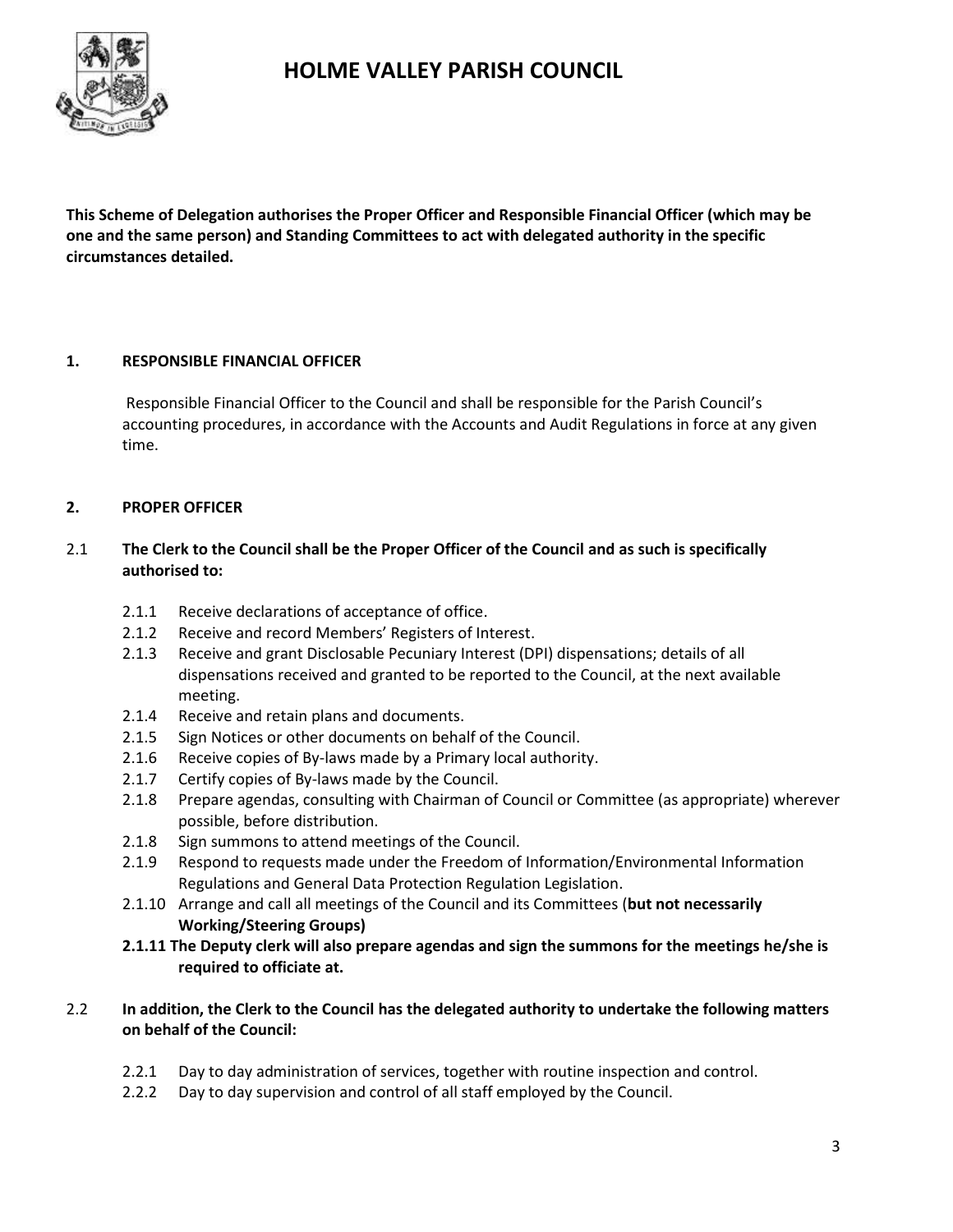# HOLME VALLEY PARISH COUNCIL

**This Scheme of Delegation authorises the Proper Officer and Responsible Financial Officer (which may be one and the same person) and Standing Committees to act with delegated authority in the specific circumstances detailed.**

## 1. RESPONSIBLE FINANCIAL OFFICER

Responsible Financial Officer to the Council and shall be responsible for the Parish Council's accounting procedures, in accordance with the Accounts and Audit Regulations in force at any given time.

## 2. PROPER OFFICER

2.1 **The Clerk to the Council shall be the Proper Officer of the Council and as such is specifically authorised to:**

- 2.1.1 Receive declarations of acceptance of office.
- 2.1.2 Receive and record Members' Registers of Interest.
- 2.1.3 Receive and grant Disclosable Pecuniary Interest (DPI) dispensations; details of all dispensations received and granted to be reported to the Council, at the next available meeting.
- 2.1.4 Receive and retain plans and documents.
- 2.1.5 Sign Notices or other documents on behalf of the Council.
- 2.1.6 Receive copies of By-laws made by a Primary local authority.
- 2.1.7 Certify copies of By-laws made by the Council.
- 2.1.8 Prepare agendas, consulting with Chairman of Council or Committee (as appropriate) wherever possible, before distribution.
- 2.1.8 Sign summons to attend meetings of the Council.
- 2.1.9 Respond to requests made under the Freedom of Information/Environmental Information Regulations and General Data Protection Regulation Legislation.
- 2.1.10 Arrange and call all meetings of the Council and its Committees (**but not necessarily Working/Steering Groups)**
- **2.1.11 The Deputy clerk will also prepare agendas and sign the summons for the meetings he/she is required to officiate at.**

2.2 **In addition, the Clerk to the Council has the delegated authority to undertake the following matters on behalf of the Council:**

- 2.2.1 Day to day administration of services, together with routine inspection and control.
- 2.2.2 Day to day supervision and control of all staff employed by the Council.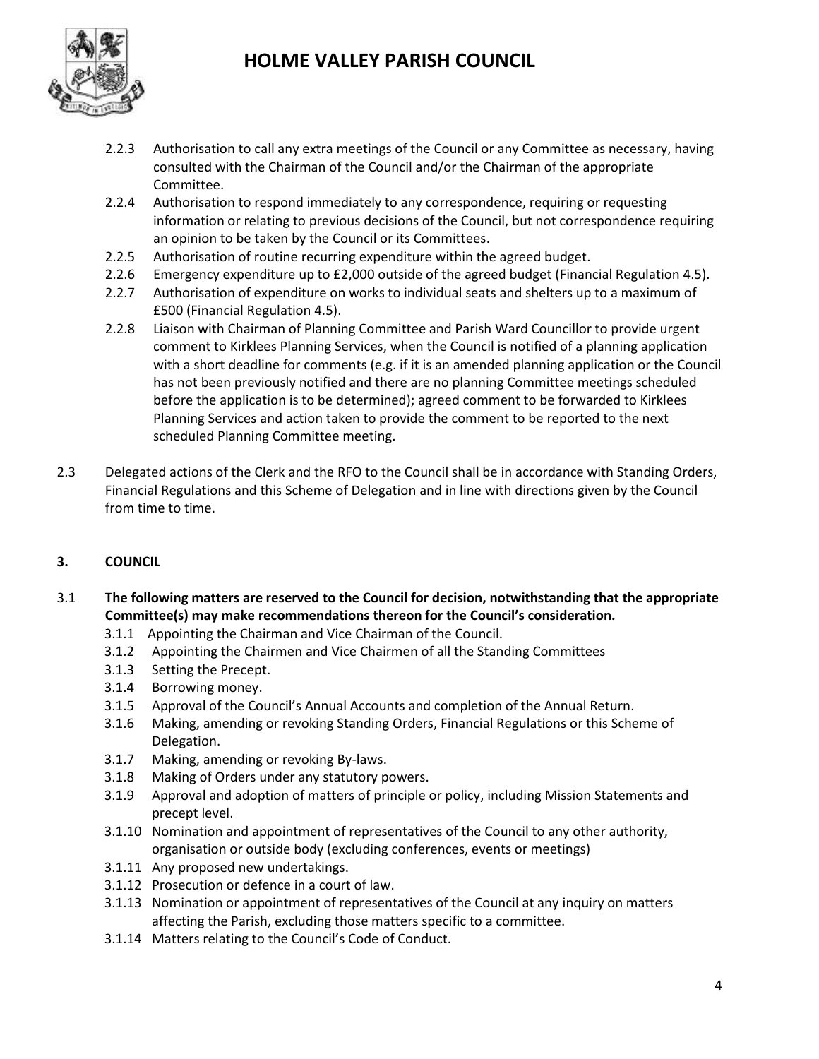2.2.3 Authorisation to call any extra meetings of the Council or any Committee as necessary, having consulted with the Chairman of the Council and/or the Chairman of the appropriate Committee.

2.2.4 Authorisation to respond immediately to any correspondence, requiring or requesting information or relating to previous decisions of the Council, but not correspondence requiring an opinion to be taken by the Council or its Committees.

2.2.5 Authorisation of routine recurring expenditure within the agreed budget.

2.2.6 Emergency expenditure up to £2,000 outside of the agreed budget (Financial Regulation 4.5).

2.2.7 Authorisation of expenditure on works to individual seats and shelters up to a maximum of £500 (Financial Regulation 4.5).

2.2.8 Liaison with Chairman of Planning Committee and Parish Ward Councillor to provide urgent comment to Kirklees Planning Services, when the Council is notified of a planning application with a short deadline for comments (e.g. if it is an amended planning application or the Council has not been previously notified and there are no planning Committee meetings scheduled before the application is to be determined); agreed comment to be forwarded to Kirklees Planning Services and action taken to provide the comment to be reported to the next scheduled Planning Committee meeting.

2.3 Delegated actions of the Clerk and the RFO to the Council shall be in accordance with Standing Orders, Financial Regulations and this Scheme of Delegation and in line with directions given by the Council from time to time.

## 3. COUNCIL

3.1 **The following matters are reserved to the Council for decision, notwithstanding that the appropriate Committee(s) may make recommendations thereon for the Council's consideration.**

3.1.1 Appointing the Chairman and Vice Chairman of the Council.

3.1.2 Appointing the Chairmen and Vice Chairmen of all the Standing Committees

3.1.3 Setting the Precept.

3.1.4 Borrowing money.

3.1.5 Approval of the Council's Annual Accounts and completion of the Annual Return.

3.1.6 Making, amending or revoking Standing Orders, Financial Regulations or this Scheme of Delegation.

3.1.7 Making, amending or revoking By-laws.

3.1.8 Making of Orders under any statutory powers.

3.1.9 Approval and adoption of matters of principle or policy, including Mission Statements and precept level.

3.1.10 Nomination and appointment of representatives of the Council to any other authority, organisation or outside body (excluding conferences, events or meetings)

3.1.11 Any proposed new undertakings.

3.1.12 Prosecution or defence in a court of law.

3.1.13 Nomination or appointment of representatives of the Council at any inquiry on matters affecting the Parish, excluding those matters specific to a committee.

3.1.14 Matters relating to the Council's Code of Conduct.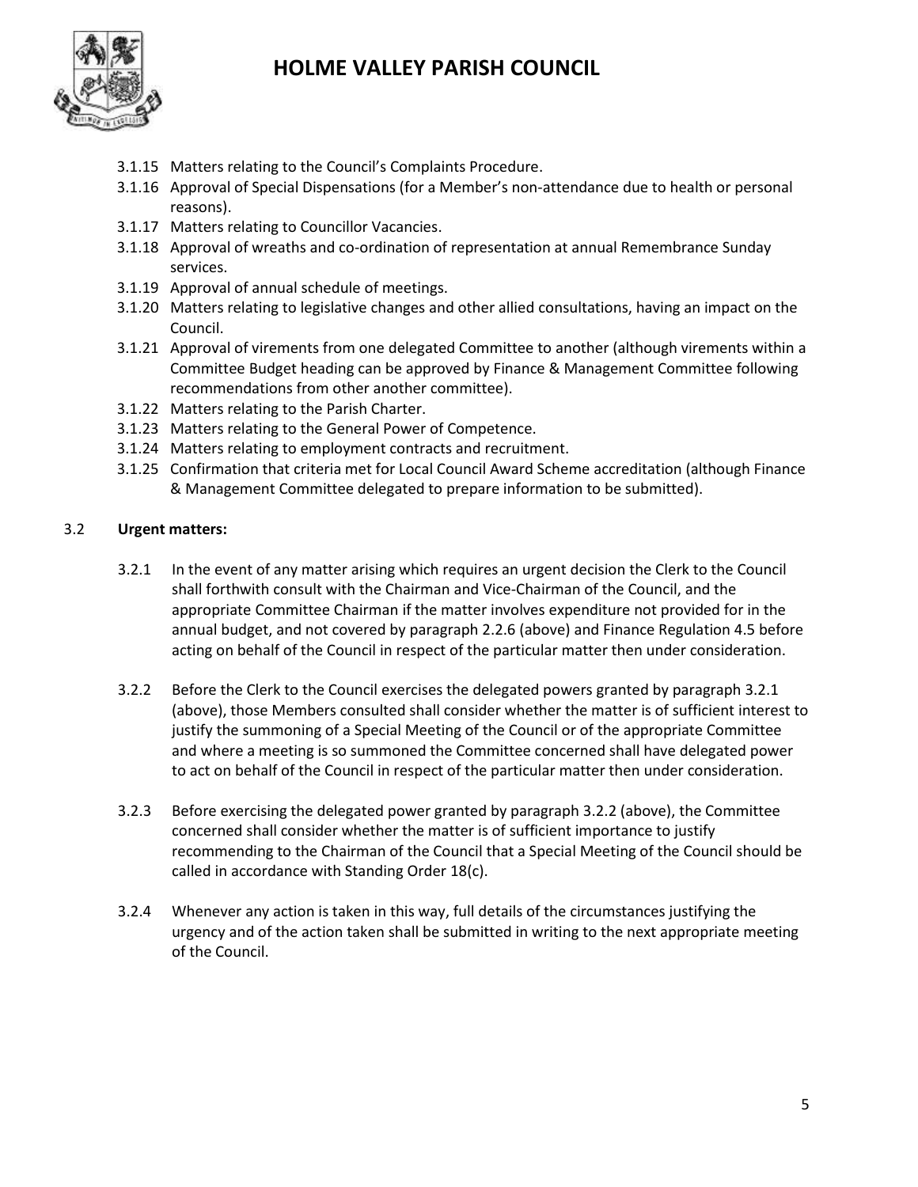3.1.15 Matters relating to the Council's Complaints Procedure.

3.1.16 Approval of Special Dispensations (for a Member's non-attendance due to health or personal reasons).

3.1.17 Matters relating to Councillor Vacancies.

3.1.18 Approval of wreaths and co-ordination of representation at annual Remembrance Sunday services.

3.1.19 Approval of annual schedule of meetings.

3.1.20 Matters relating to legislative changes and other allied consultations, having an impact on the Council.

3.1.21 Approval of virements from one delegated Committee to another (although virements within a Committee Budget heading can be approved by Finance & Management Committee following recommendations from other another committee).

3.1.22 Matters relating to the Parish Charter.

3.1.23 Matters relating to the General Power of Competence.

3.1.24 Matters relating to employment contracts and recruitment.

3.1.25 Confirmation that criteria met for Local Council Award Scheme accreditation (although Finance & Management Committee delegated to prepare information to be submitted).

3.2 **Urgent matters:**

3.2.1 In the event of any matter arising which requires an urgent decision the Clerk to the Council shall forthwith consult with the Chairman and Vice-Chairman of the Council, and the appropriate Committee Chairman if the matter involves expenditure not provided for in the annual budget, and not covered by paragraph 2.2.6 (above) and Finance Regulation 4.5 before acting on behalf of the Council in respect of the particular matter then under consideration.

3.2.2 Before the Clerk to the Council exercises the delegated powers granted by paragraph 3.2.1 (above), those Members consulted shall consider whether the matter is of sufficient interest to justify the summoning of a Special Meeting of the Council or of the appropriate Committee and where a meeting is so summoned the Committee concerned shall have delegated power to act on behalf of the Council in respect of the particular matter then under consideration.

3.2.3 Before exercising the delegated power granted by paragraph 3.2.2 (above), the Committee concerned shall consider whether the matter is of sufficient importance to justify recommending to the Chairman of the Council that a Special Meeting of the Council should be called in accordance with Standing Order 18(c).

3.2.4 Whenever any action is taken in this way, full details of the circumstances justifying the urgency and of the action taken shall be submitted in writing to the next appropriate meeting of the Council.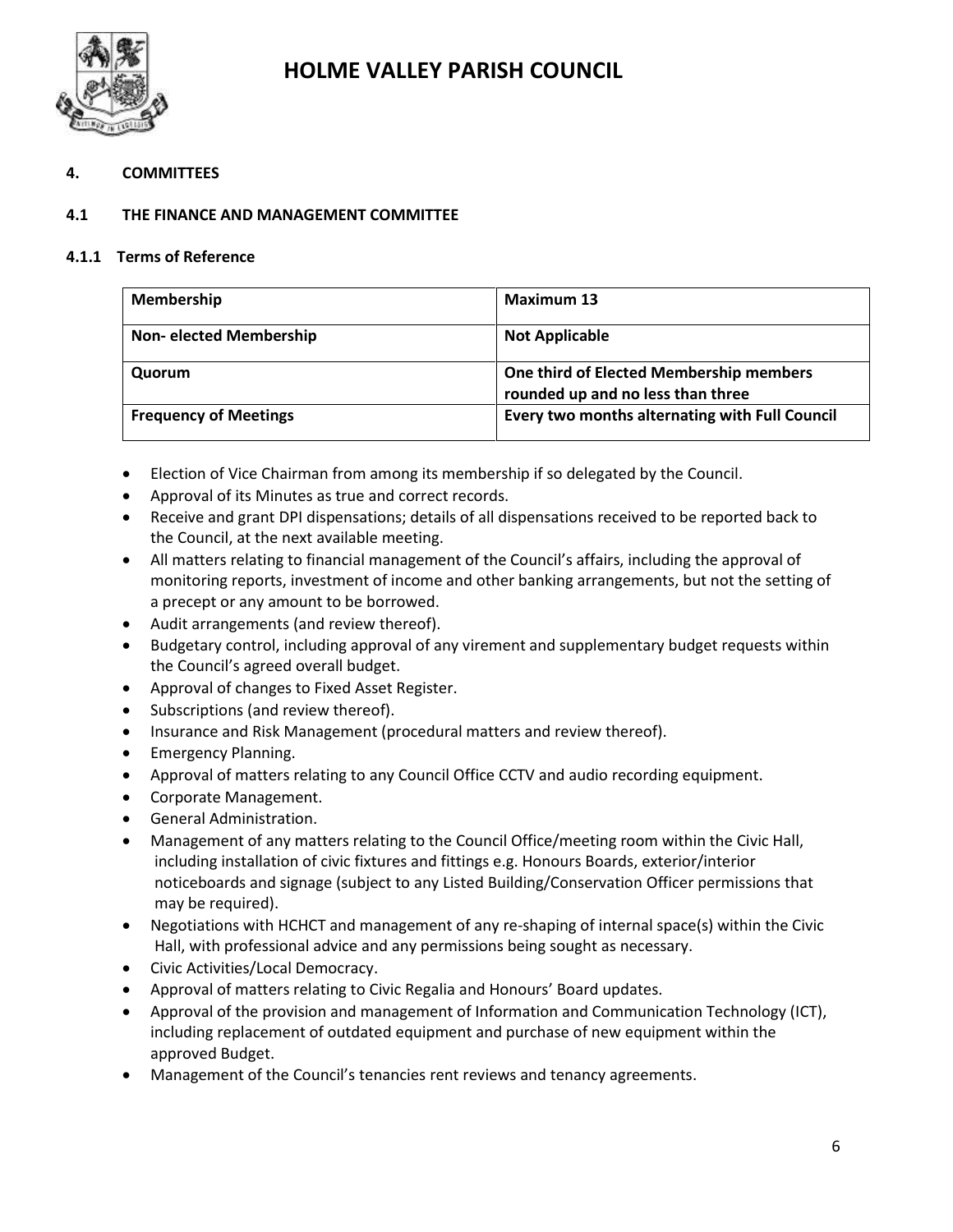## 4. COMMITTEES

### 4.1 THE FINANCE AND MANAGEMENT COMMITTEE

#### 4.1.1 Terms of Reference

| Membership | Maximum 13 |
|---|---|
| Non- elected Membership | Not Applicable |
| Quorum | One third of Elected Membership members rounded up and no less than three |
| Frequency of Meetings | Every two months alternating with Full Council |

- Election of Vice Chairman from among its membership if so delegated by the Council.
- Approval of its Minutes as true and correct records.
- Receive and grant DPI dispensations; details of all dispensations received to be reported back to the Council, at the next available meeting.
- All matters relating to financial management of the Council's affairs, including the approval of monitoring reports, investment of income and other banking arrangements, but not the setting of a precept or any amount to be borrowed.
- Audit arrangements (and review thereof).
- Budgetary control, including approval of any virement and supplementary budget requests within the Council's agreed overall budget.
- Approval of changes to Fixed Asset Register.
- Subscriptions (and review thereof).
- Insurance and Risk Management (procedural matters and review thereof).
- Emergency Planning.
- Approval of matters relating to any Council Office CCTV and audio recording equipment.
- Corporate Management.
- General Administration.
- Management of any matters relating to the Council Office/meeting room within the Civic Hall, including installation of civic fixtures and fittings e.g. Honours Boards, exterior/interior noticeboards and signage (subject to any Listed Building/Conservation Officer permissions that may be required).
- Negotiations with HCHCT and management of any re-shaping of internal space(s) within the Civic Hall, with professional advice and any permissions being sought as necessary.
- Civic Activities/Local Democracy.
- Approval of matters relating to Civic Regalia and Honours' Board updates.
- Approval of the provision and management of Information and Communication Technology (ICT), including replacement of outdated equipment and purchase of new equipment within the approved Budget.
- Management of the Council's tenancies rent reviews and tenancy agreements.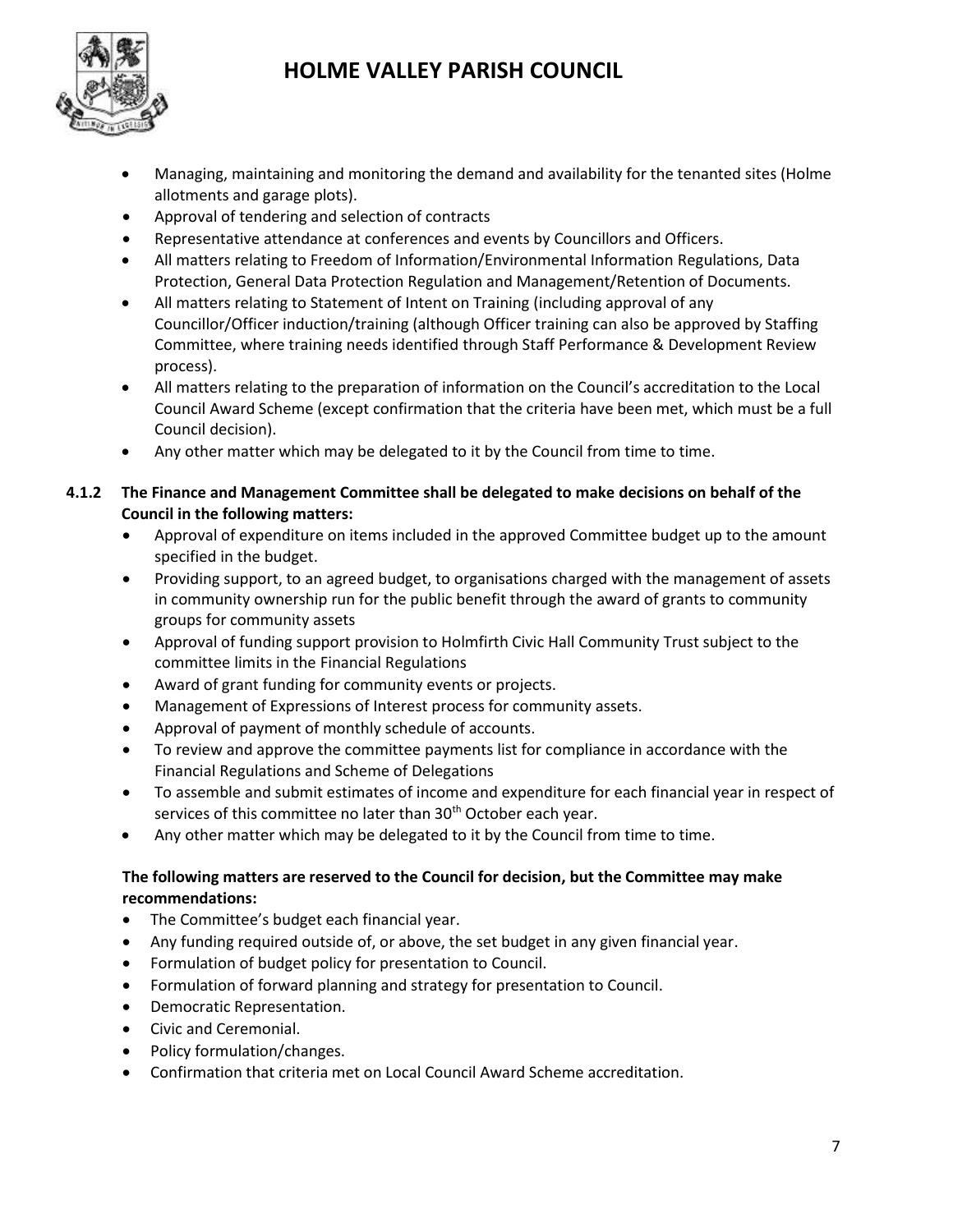- Managing, maintaining and monitoring the demand and availability for the tenanted sites (Holme allotments and garage plots).
- Approval of tendering and selection of contracts
- Representative attendance at conferences and events by Councillors and Officers.
- All matters relating to Freedom of Information/Environmental Information Regulations, Data Protection, General Data Protection Regulation and Management/Retention of Documents.
- All matters relating to Statement of Intent on Training (including approval of any Councillor/Officer induction/training (although Officer training can also be approved by Staffing Committee, where training needs identified through Staff Performance & Development Review process).
- All matters relating to the preparation of information on the Council's accreditation to the Local Council Award Scheme (except confirmation that the criteria have been met, which must be a full Council decision).
- Any other matter which may be delegated to it by the Council from time to time.

**4.1.2 The Finance and Management Committee shall be delegated to make decisions on behalf of the Council in the following matters:**

- Approval of expenditure on items included in the approved Committee budget up to the amount specified in the budget.
- Providing support, to an agreed budget, to organisations charged with the management of assets in community ownership run for the public benefit through the award of grants to community groups for community assets
- Approval of funding support provision to Holmfirth Civic Hall Community Trust subject to the committee limits in the Financial Regulations
- Award of grant funding for community events or projects.
- Management of Expressions of Interest process for community assets.
- Approval of payment of monthly schedule of accounts.
- To review and approve the committee payments list for compliance in accordance with the Financial Regulations and Scheme of Delegations
- To assemble and submit estimates of income and expenditure for each financial year in respect of services of this committee no later than 30th October each year.
- Any other matter which may be delegated to it by the Council from time to time.

**The following matters are reserved to the Council for decision, but the Committee may make recommendations:**

- The Committee's budget each financial year.
- Any funding required outside of, or above, the set budget in any given financial year.
- Formulation of budget policy for presentation to Council.
- Formulation of forward planning and strategy for presentation to Council.
- Democratic Representation.
- Civic and Ceremonial.
- Policy formulation/changes.
- Confirmation that criteria met on Local Council Award Scheme accreditation.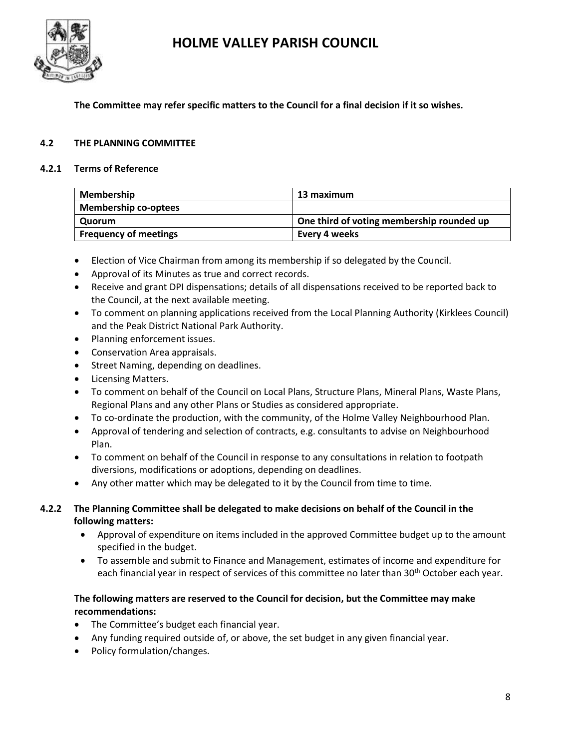**The Committee may refer specific matters to the Council for a final decision if it so wishes.**

### 4.2 THE PLANNING COMMITTEE

#### 4.2.1 Terms of Reference

| **Membership** | **13 maximum** |
|---|---|
| **Membership co-optees** | |
| **Quorum** | **One third of voting membership rounded up** |
| **Frequency of meetings** | **Every 4 weeks** |

- Election of Vice Chairman from among its membership if so delegated by the Council.
- Approval of its Minutes as true and correct records.
- Receive and grant DPI dispensations; details of all dispensations received to be reported back to the Council, at the next available meeting.
- To comment on planning applications received from the Local Planning Authority (Kirklees Council) and the Peak District National Park Authority.
- Planning enforcement issues.
- Conservation Area appraisals.
- Street Naming, depending on deadlines.
- Licensing Matters.
- To comment on behalf of the Council on Local Plans, Structure Plans, Mineral Plans, Waste Plans, Regional Plans and any other Plans or Studies as considered appropriate.
- To co-ordinate the production, with the community, of the Holme Valley Neighbourhood Plan.
- Approval of tendering and selection of contracts, e.g. consultants to advise on Neighbourhood Plan.
- To comment on behalf of the Council in response to any consultations in relation to footpath diversions, modifications or adoptions, depending on deadlines.
- Any other matter which may be delegated to it by the Council from time to time.

#### 4.2.2 The Planning Committee shall be delegated to make decisions on behalf of the Council in the following matters:

- Approval of expenditure on items included in the approved Committee budget up to the amount specified in the budget.
- To assemble and submit to Finance and Management, estimates of income and expenditure for each financial year in respect of services of this committee no later than 30th October each year.

**The following matters are reserved to the Council for decision, but the Committee may make recommendations:**

- The Committee's budget each financial year.
- Any funding required outside of, or above, the set budget in any given financial year.
- Policy formulation/changes.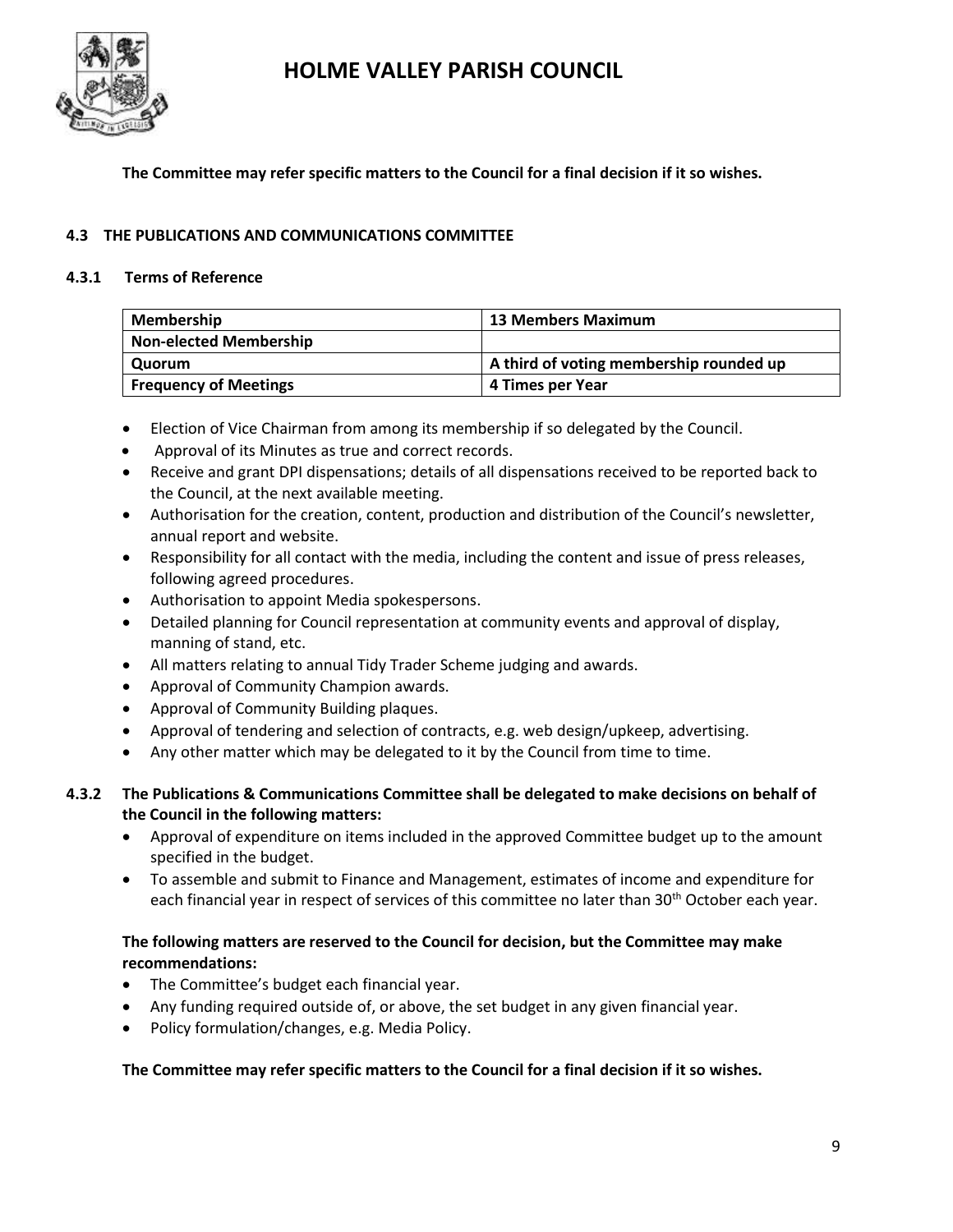**The Committee may refer specific matters to the Council for a final decision if it so wishes.**

### 4.3 THE PUBLICATIONS AND COMMUNICATIONS COMMITTEE

#### 4.3.1 Terms of Reference

| **Membership** | **13 Members Maximum** |
|---|---|
| **Non-elected Membership** | |
| **Quorum** | **A third of voting membership rounded up** |
| **Frequency of Meetings** | **4 Times per Year** |

- Election of Vice Chairman from among its membership if so delegated by the Council.
- Approval of its Minutes as true and correct records.
- Receive and grant DPI dispensations; details of all dispensations received to be reported back to the Council, at the next available meeting.
- Authorisation for the creation, content, production and distribution of the Council's newsletter, annual report and website.
- Responsibility for all contact with the media, including the content and issue of press releases, following agreed procedures.
- Authorisation to appoint Media spokespersons.
- Detailed planning for Council representation at community events and approval of display, manning of stand, etc.
- All matters relating to annual Tidy Trader Scheme judging and awards.
- Approval of Community Champion awards.
- Approval of Community Building plaques.
- Approval of tendering and selection of contracts, e.g. web design/upkeep, advertising.
- Any other matter which may be delegated to it by the Council from time to time.

#### 4.3.2 The Publications & Communications Committee shall be delegated to make decisions on behalf of the Council in the following matters:

- Approval of expenditure on items included in the approved Committee budget up to the amount specified in the budget.
- To assemble and submit to Finance and Management, estimates of income and expenditure for each financial year in respect of services of this committee no later than 30th October each year.

**The following matters are reserved to the Council for decision, but the Committee may make recommendations:**

- The Committee's budget each financial year.
- Any funding required outside of, or above, the set budget in any given financial year.
- Policy formulation/changes, e.g. Media Policy.

**The Committee may refer specific matters to the Council for a final decision if it so wishes.**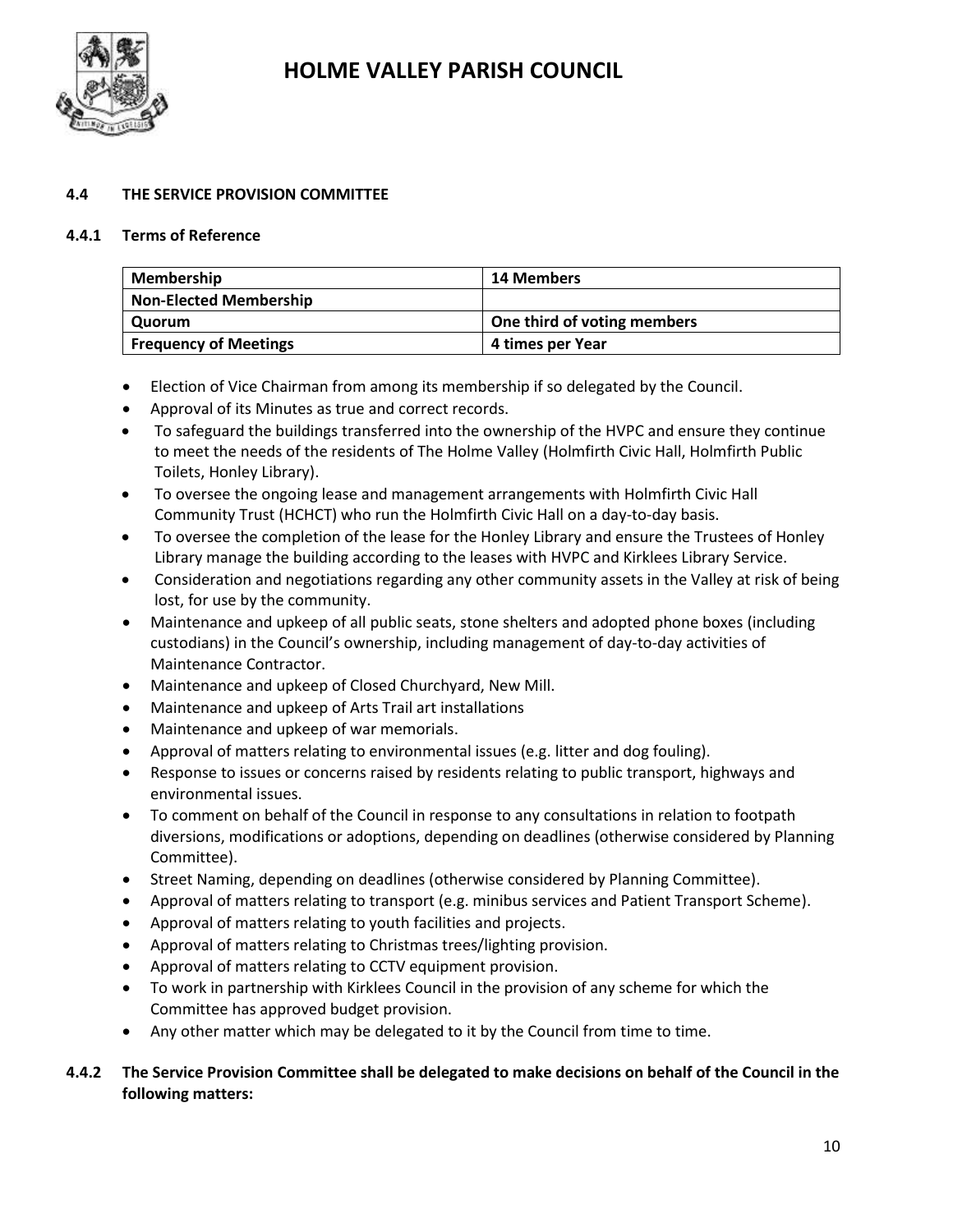### 4.4 THE SERVICE PROVISION COMMITTEE

#### 4.4.1 Terms of Reference

| Membership | 14 Members |
|---|---|
| Non-Elected Membership | |
| Quorum | One third of voting members |
| Frequency of Meetings | 4 times per Year |

- Election of Vice Chairman from among its membership if so delegated by the Council.
- Approval of its Minutes as true and correct records.
- To safeguard the buildings transferred into the ownership of the HVPC and ensure they continue to meet the needs of the residents of The Holme Valley (Holmfirth Civic Hall, Holmfirth Public Toilets, Honley Library).
- To oversee the ongoing lease and management arrangements with Holmfirth Civic Hall Community Trust (HCHCT) who run the Holmfirth Civic Hall on a day-to-day basis.
- To oversee the completion of the lease for the Honley Library and ensure the Trustees of Honley Library manage the building according to the leases with HVPC and Kirklees Library Service.
- Consideration and negotiations regarding any other community assets in the Valley at risk of being lost, for use by the community.
- Maintenance and upkeep of all public seats, stone shelters and adopted phone boxes (including custodians) in the Council's ownership, including management of day-to-day activities of Maintenance Contractor.
- Maintenance and upkeep of Closed Churchyard, New Mill.
- Maintenance and upkeep of Arts Trail art installations
- Maintenance and upkeep of war memorials.
- Approval of matters relating to environmental issues (e.g. litter and dog fouling).
- Response to issues or concerns raised by residents relating to public transport, highways and environmental issues.
- To comment on behalf of the Council in response to any consultations in relation to footpath diversions, modifications or adoptions, depending on deadlines (otherwise considered by Planning Committee).
- Street Naming, depending on deadlines (otherwise considered by Planning Committee).
- Approval of matters relating to transport (e.g. minibus services and Patient Transport Scheme).
- Approval of matters relating to youth facilities and projects.
- Approval of matters relating to Christmas trees/lighting provision.
- Approval of matters relating to CCTV equipment provision.
- To work in partnership with Kirklees Council in the provision of any scheme for which the Committee has approved budget provision.
- Any other matter which may be delegated to it by the Council from time to time.

#### 4.4.2 The Service Provision Committee shall be delegated to make decisions on behalf of the Council in the following matters: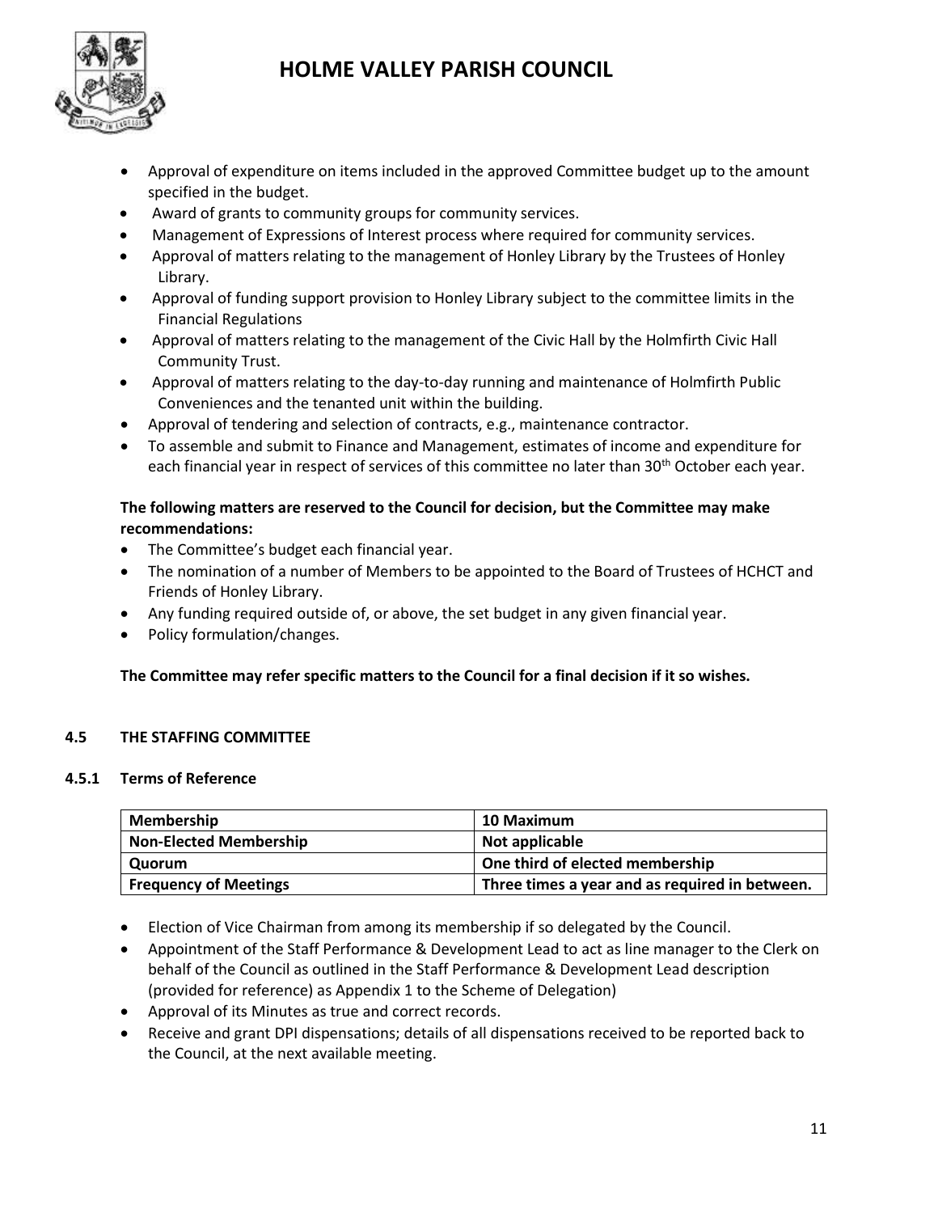- Approval of expenditure on items included in the approved Committee budget up to the amount specified in the budget.
- Award of grants to community groups for community services.
- Management of Expressions of Interest process where required for community services.
- Approval of matters relating to the management of Honley Library by the Trustees of Honley Library.
- Approval of funding support provision to Honley Library subject to the committee limits in the Financial Regulations
- Approval of matters relating to the management of the Civic Hall by the Holmfirth Civic Hall Community Trust.
- Approval of matters relating to the day-to-day running and maintenance of Holmfirth Public Conveniences and the tenanted unit within the building.
- Approval of tendering and selection of contracts, e.g., maintenance contractor.
- To assemble and submit to Finance and Management, estimates of income and expenditure for each financial year in respect of services of this committee no later than 30th October each year.

**The following matters are reserved to the Council for decision, but the Committee may make recommendations:**

- The Committee's budget each financial year.
- The nomination of a number of Members to be appointed to the Board of Trustees of HCHCT and Friends of Honley Library.
- Any funding required outside of, or above, the set budget in any given financial year.
- Policy formulation/changes.

**The Committee may refer specific matters to the Council for a final decision if it so wishes.**

## 4.5 THE STAFFING COMMITTEE

### 4.5.1 Terms of Reference

| **Membership** | **10 Maximum** |
|---|---|
| **Non-Elected Membership** | **Not applicable** |
| **Quorum** | **One third of elected membership** |
| **Frequency of Meetings** | **Three times a year and as required in between.** |

- Election of Vice Chairman from among its membership if so delegated by the Council.
- Appointment of the Staff Performance & Development Lead to act as line manager to the Clerk on behalf of the Council as outlined in the Staff Performance & Development Lead description (provided for reference) as Appendix 1 to the Scheme of Delegation)
- Approval of its Minutes as true and correct records.
- Receive and grant DPI dispensations; details of all dispensations received to be reported back to the Council, at the next available meeting.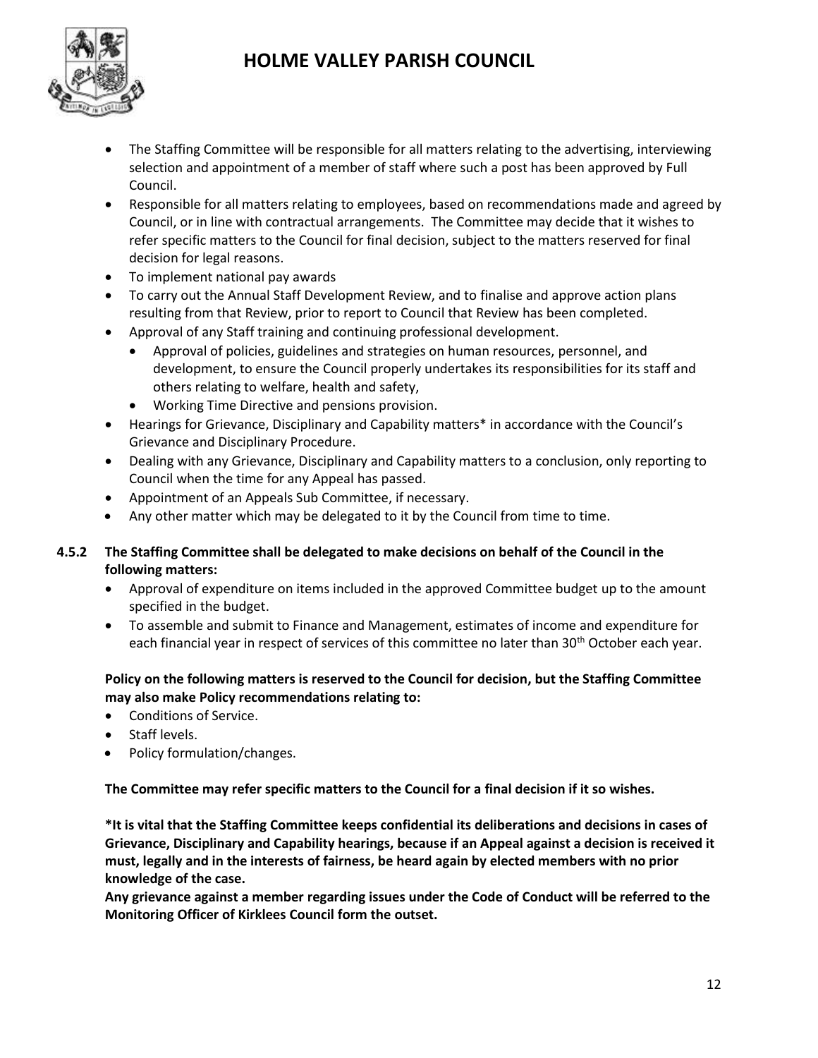- The Staffing Committee will be responsible for all matters relating to the advertising, interviewing selection and appointment of a member of staff where such a post has been approved by Full Council.
- Responsible for all matters relating to employees, based on recommendations made and agreed by Council, or in line with contractual arrangements. The Committee may decide that it wishes to refer specific matters to the Council for final decision, subject to the matters reserved for final decision for legal reasons.
- To implement national pay awards
- To carry out the Annual Staff Development Review, and to finalise and approve action plans resulting from that Review, prior to report to Council that Review has been completed.
- Approval of any Staff training and continuing professional development.
  - Approval of policies, guidelines and strategies on human resources, personnel, and development, to ensure the Council properly undertakes its responsibilities for its staff and others relating to welfare, health and safety,
  - Working Time Directive and pensions provision.
- Hearings for Grievance, Disciplinary and Capability matters* in accordance with the Council's Grievance and Disciplinary Procedure.
- Dealing with any Grievance, Disciplinary and Capability matters to a conclusion, only reporting to Council when the time for any Appeal has passed.
- Appointment of an Appeals Sub Committee, if necessary.
- Any other matter which may be delegated to it by the Council from time to time.

**4.5.2 The Staffing Committee shall be delegated to make decisions on behalf of the Council in the following matters:**

- Approval of expenditure on items included in the approved Committee budget up to the amount specified in the budget.
- To assemble and submit to Finance and Management, estimates of income and expenditure for each financial year in respect of services of this committee no later than 30th October each year.

**Policy on the following matters is reserved to the Council for decision, but the Staffing Committee may also make Policy recommendations relating to:**

- Conditions of Service.
- Staff levels.
- Policy formulation/changes.

**The Committee may refer specific matters to the Council for a final decision if it so wishes.**

**\*It is vital that the Staffing Committee keeps confidential its deliberations and decisions in cases of Grievance, Disciplinary and Capability hearings, because if an Appeal against a decision is received it must, legally and in the interests of fairness, be heard again by elected members with no prior knowledge of the case.**

**Any grievance against a member regarding issues under the Code of Conduct will be referred to the Monitoring Officer of Kirklees Council form the outset.**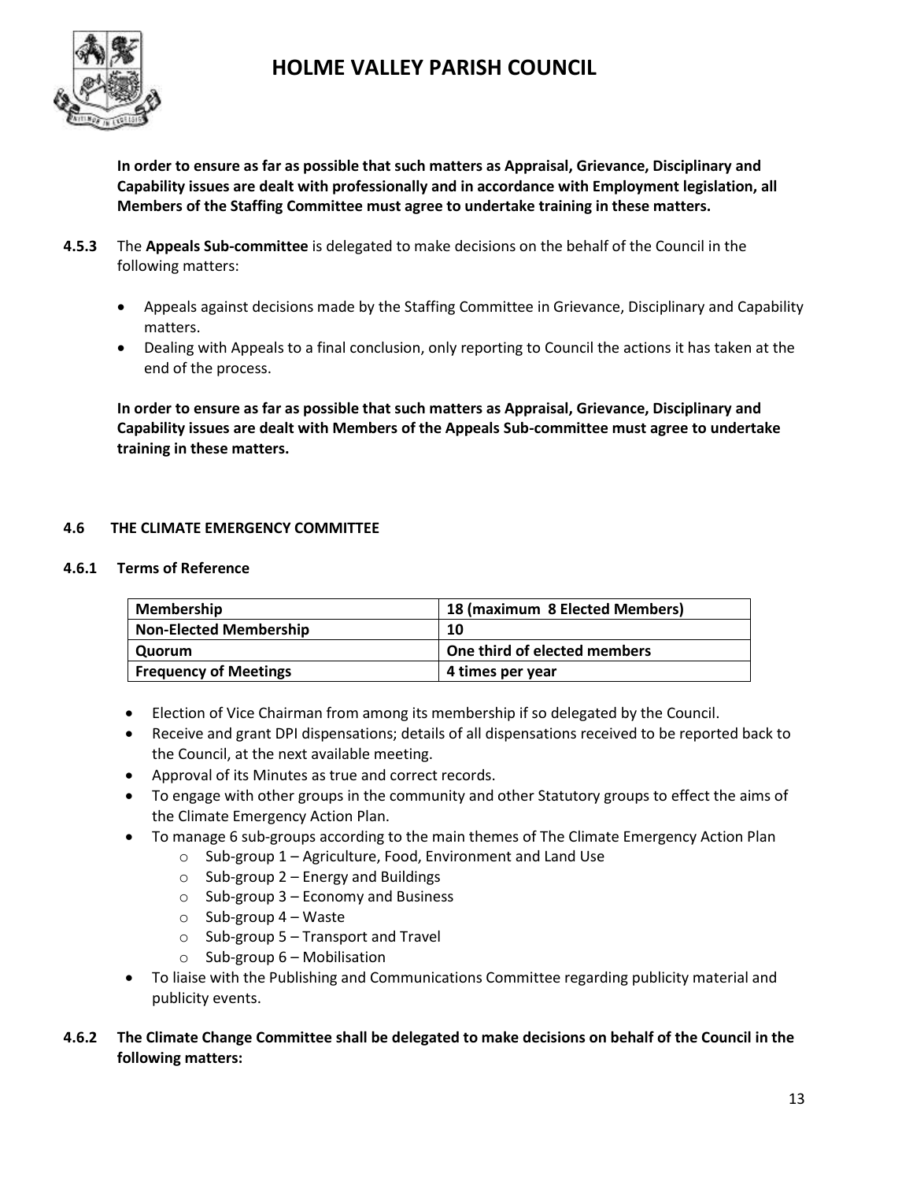**In order to ensure as far as possible that such matters as Appraisal, Grievance, Disciplinary and Capability issues are dealt with professionally and in accordance with Employment legislation, all Members of the Staffing Committee must agree to undertake training in these matters.**

**4.5.3** The **Appeals Sub-committee** is delegated to make decisions on the behalf of the Council in the following matters:

- Appeals against decisions made by the Staffing Committee in Grievance, Disciplinary and Capability matters.
- Dealing with Appeals to a final conclusion, only reporting to Council the actions it has taken at the end of the process.

**In order to ensure as far as possible that such matters as Appraisal, Grievance, Disciplinary and Capability issues are dealt with Members of the Appeals Sub-committee must agree to undertake training in these matters.**

### 4.6 THE CLIMATE EMERGENCY COMMITTEE

#### 4.6.1 Terms of Reference

| Membership | 18 (maximum 8 Elected Members) |
|---|---|
| Non-Elected Membership | 10 |
| Quorum | One third of elected members |
| Frequency of Meetings | 4 times per year |

- Election of Vice Chairman from among its membership if so delegated by the Council.
- Receive and grant DPI dispensations; details of all dispensations received to be reported back to the Council, at the next available meeting.
- Approval of its Minutes as true and correct records.
- To engage with other groups in the community and other Statutory groups to effect the aims of the Climate Emergency Action Plan.
- To manage 6 sub-groups according to the main themes of The Climate Emergency Action Plan
  - Sub-group 1 – Agriculture, Food, Environment and Land Use
  - Sub-group 2 – Energy and Buildings
  - Sub-group 3 – Economy and Business
  - Sub-group 4 – Waste
  - Sub-group 5 – Transport and Travel
  - Sub-group 6 – Mobilisation
- To liaise with the Publishing and Communications Committee regarding publicity material and publicity events.

**4.6.2 The Climate Change Committee shall be delegated to make decisions on behalf of the Council in the following matters:**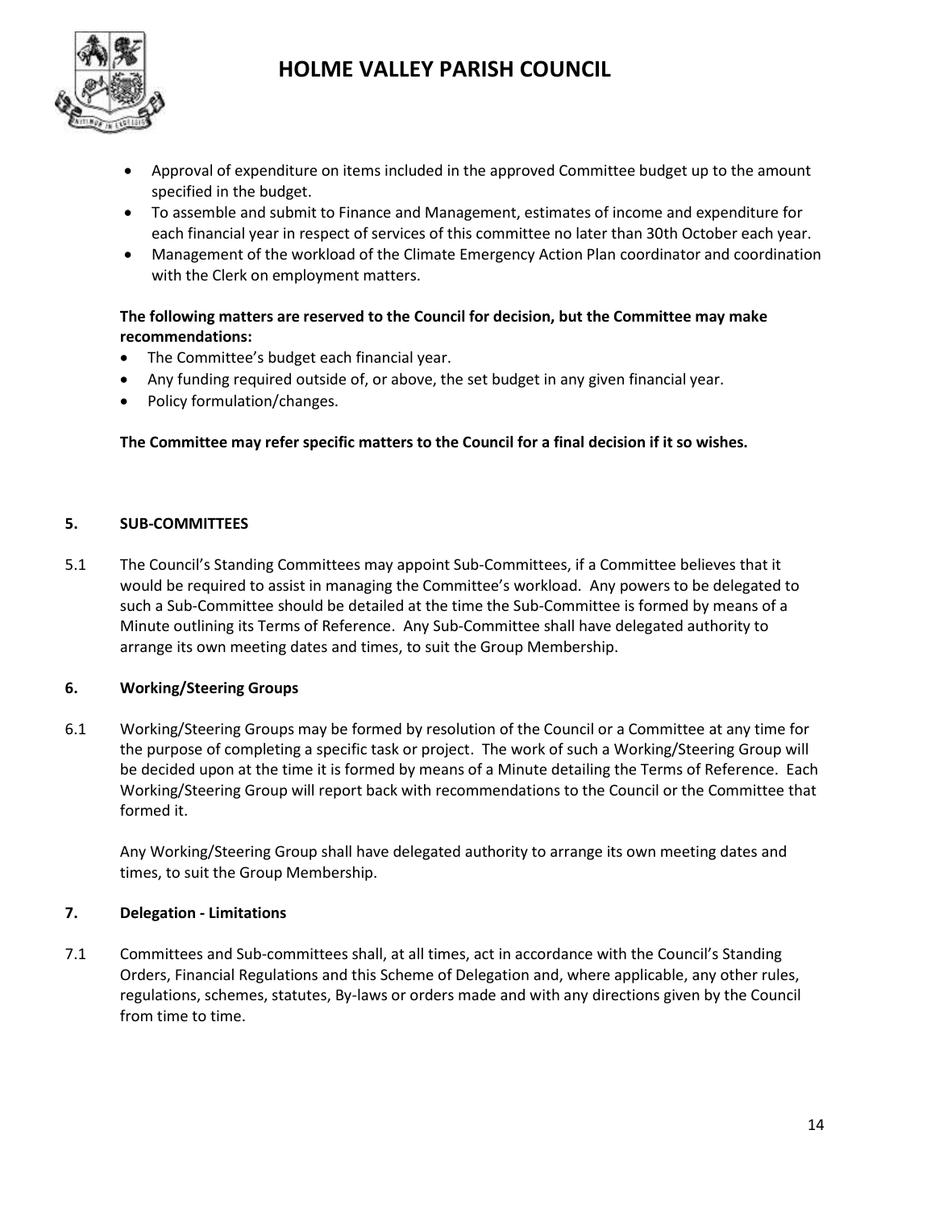- Approval of expenditure on items included in the approved Committee budget up to the amount specified in the budget.
- To assemble and submit to Finance and Management, estimates of income and expenditure for each financial year in respect of services of this committee no later than 30th October each year.
- Management of the workload of the Climate Emergency Action Plan coordinator and coordination with the Clerk on employment matters.

**The following matters are reserved to the Council for decision, but the Committee may make recommendations:**

- The Committee's budget each financial year.
- Any funding required outside of, or above, the set budget in any given financial year.
- Policy formulation/changes.

**The Committee may refer specific matters to the Council for a final decision if it so wishes.**

**5. SUB-COMMITTEES**

5.1 The Council's Standing Committees may appoint Sub-Committees, if a Committee believes that it would be required to assist in managing the Committee's workload. Any powers to be delegated to such a Sub-Committee should be detailed at the time the Sub-Committee is formed by means of a Minute outlining its Terms of Reference. Any Sub-Committee shall have delegated authority to arrange its own meeting dates and times, to suit the Group Membership.

**6. Working/Steering Groups**

6.1 Working/Steering Groups may be formed by resolution of the Council or a Committee at any time for the purpose of completing a specific task or project. The work of such a Working/Steering Group will be decided upon at the time it is formed by means of a Minute detailing the Terms of Reference. Each Working/Steering Group will report back with recommendations to the Council or the Committee that formed it.

Any Working/Steering Group shall have delegated authority to arrange its own meeting dates and times, to suit the Group Membership.

**7. Delegation - Limitations**

7.1 Committees and Sub-committees shall, at all times, act in accordance with the Council's Standing Orders, Financial Regulations and this Scheme of Delegation and, where applicable, any other rules, regulations, schemes, statutes, By-laws or orders made and with any directions given by the Council from time to time.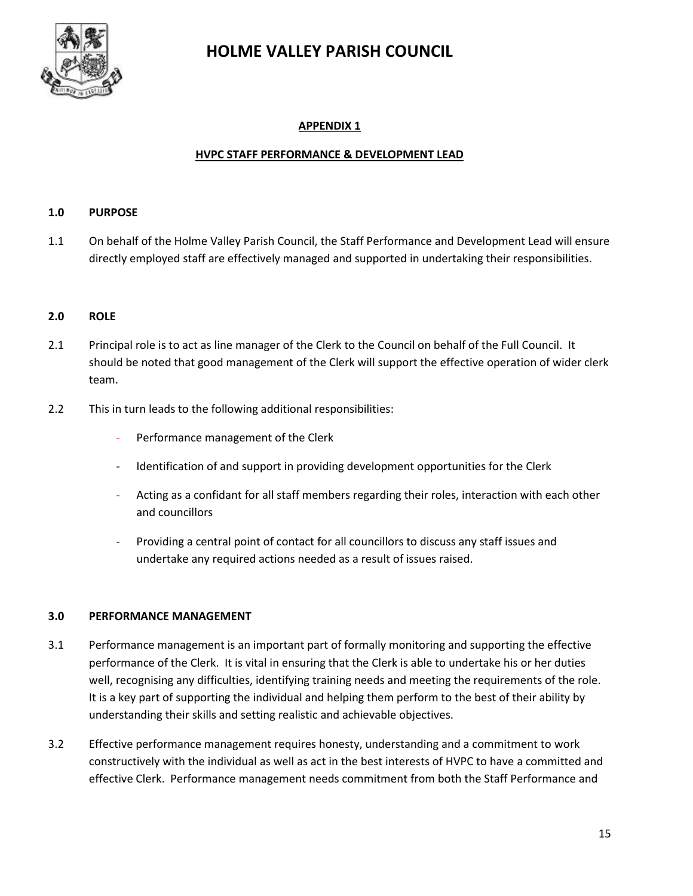# HOLME VALLEY PARISH COUNCIL

## APPENDIX 1

## HVPC STAFF PERFORMANCE & DEVELOPMENT LEAD

### 1.0 PURPOSE

1.1 On behalf of the Holme Valley Parish Council, the Staff Performance and Development Lead will ensure directly employed staff are effectively managed and supported in undertaking their responsibilities.

### 2.0 ROLE

2.1 Principal role is to act as line manager of the Clerk to the Council on behalf of the Full Council. It should be noted that good management of the Clerk will support the effective operation of wider clerk team.

2.2 This in turn leads to the following additional responsibilities:

- Performance management of the Clerk
- Identification of and support in providing development opportunities for the Clerk
- Acting as a confidant for all staff members regarding their roles, interaction with each other and councillors
- Providing a central point of contact for all councillors to discuss any staff issues and undertake any required actions needed as a result of issues raised.

### 3.0 PERFORMANCE MANAGEMENT

3.1 Performance management is an important part of formally monitoring and supporting the effective performance of the Clerk. It is vital in ensuring that the Clerk is able to undertake his or her duties well, recognising any difficulties, identifying training needs and meeting the requirements of the role. It is a key part of supporting the individual and helping them perform to the best of their ability by understanding their skills and setting realistic and achievable objectives.

3.2 Effective performance management requires honesty, understanding and a commitment to work constructively with the individual as well as act in the best interests of HVPC to have a committed and effective Clerk. Performance management needs commitment from both the Staff Performance and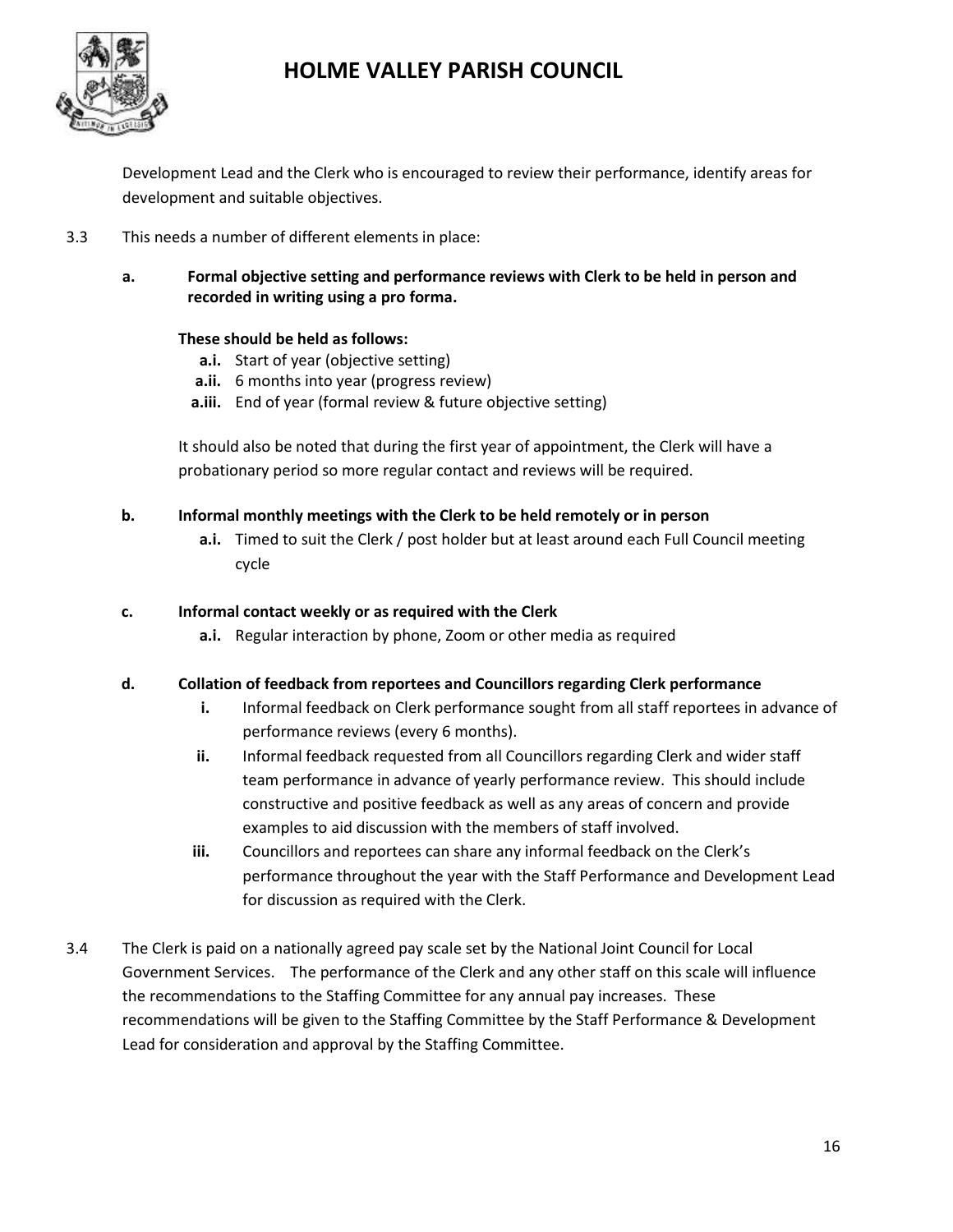Development Lead and the Clerk who is encouraged to review their performance, identify areas for development and suitable objectives.

3.3 This needs a number of different elements in place:

**a. Formal objective setting and performance reviews with Clerk to be held in person and recorded in writing using a pro forma.**

**These should be held as follows:**

- **a.i.** Start of year (objective setting)
- **a.ii.** 6 months into year (progress review)
- **a.iii.** End of year (formal review & future objective setting)

It should also be noted that during the first year of appointment, the Clerk will have a probationary period so more regular contact and reviews will be required.

**b. Informal monthly meetings with the Clerk to be held remotely or in person**

- **a.i.** Timed to suit the Clerk / post holder but at least around each Full Council meeting cycle

**c. Informal contact weekly or as required with the Clerk**

- **a.i.** Regular interaction by phone, Zoom or other media as required

**d. Collation of feedback from reportees and Councillors regarding Clerk performance**

- **i.** Informal feedback on Clerk performance sought from all staff reportees in advance of performance reviews (every 6 months).
- **ii.** Informal feedback requested from all Councillors regarding Clerk and wider staff team performance in advance of yearly performance review. This should include constructive and positive feedback as well as any areas of concern and provide examples to aid discussion with the members of staff involved.
- **iii.** Councillors and reportees can share any informal feedback on the Clerk's performance throughout the year with the Staff Performance and Development Lead for discussion as required with the Clerk.

3.4 The Clerk is paid on a nationally agreed pay scale set by the National Joint Council for Local Government Services. The performance of the Clerk and any other staff on this scale will influence the recommendations to the Staffing Committee for any annual pay increases. These recommendations will be given to the Staffing Committee by the Staff Performance & Development Lead for consideration and approval by the Staffing Committee.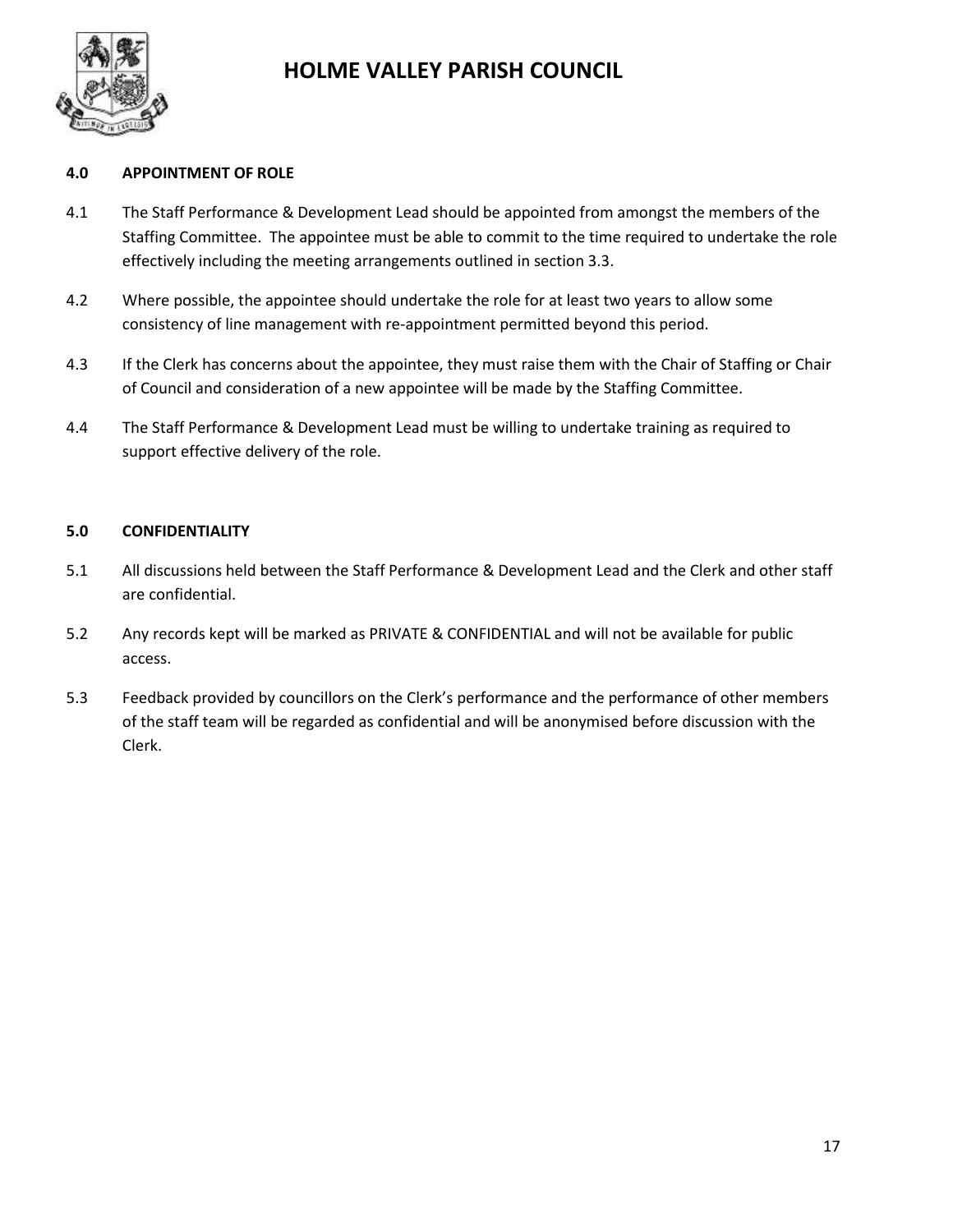## 4.0 APPOINTMENT OF ROLE

4.1 The Staff Performance & Development Lead should be appointed from amongst the members of the Staffing Committee. The appointee must be able to commit to the time required to undertake the role effectively including the meeting arrangements outlined in section 3.3.

4.2 Where possible, the appointee should undertake the role for at least two years to allow some consistency of line management with re-appointment permitted beyond this period.

4.3 If the Clerk has concerns about the appointee, they must raise them with the Chair of Staffing or Chair of Council and consideration of a new appointee will be made by the Staffing Committee.

4.4 The Staff Performance & Development Lead must be willing to undertake training as required to support effective delivery of the role.

## 5.0 CONFIDENTIALITY

5.1 All discussions held between the Staff Performance & Development Lead and the Clerk and other staff are confidential.

5.2 Any records kept will be marked as PRIVATE & CONFIDENTIAL and will not be available for public access.

5.3 Feedback provided by councillors on the Clerk's performance and the performance of other members of the staff team will be regarded as confidential and will be anonymised before discussion with the Clerk.